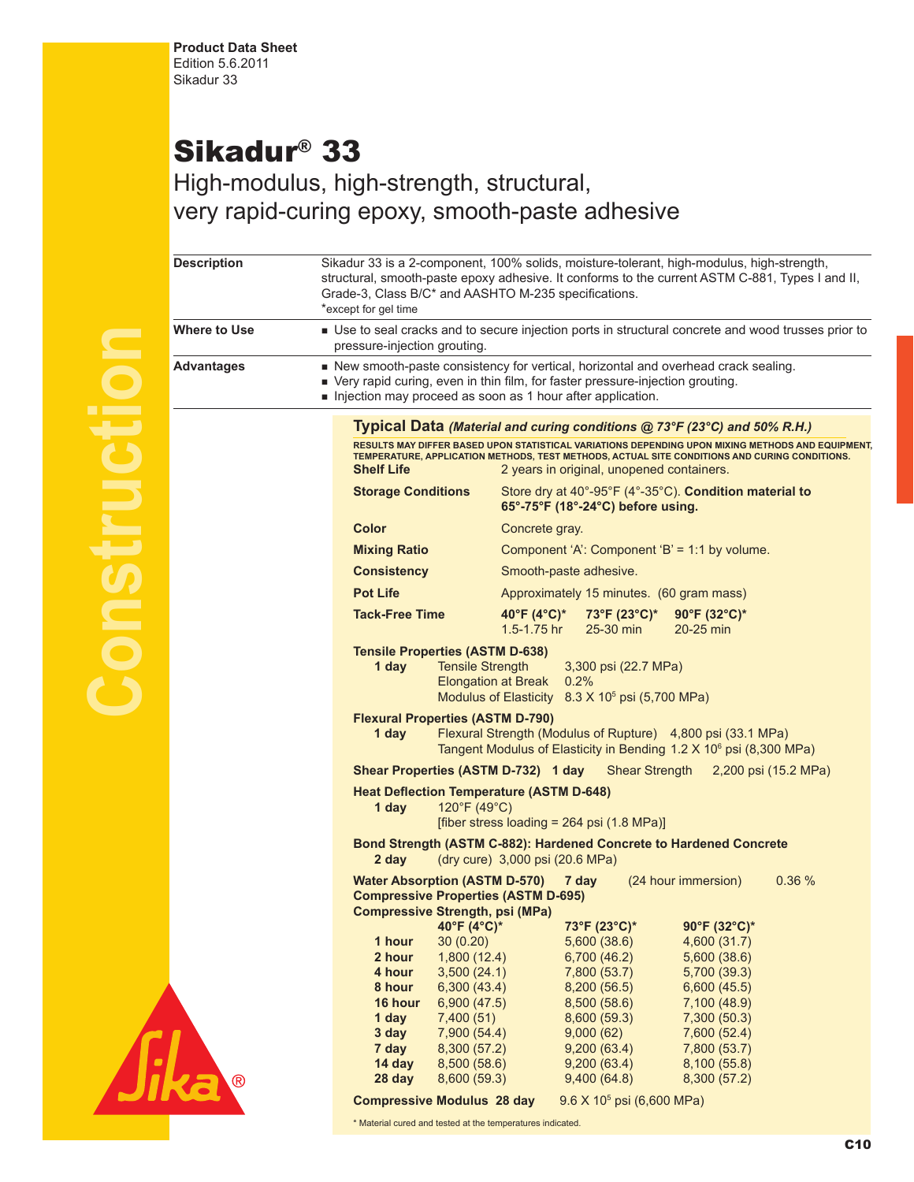**Product Data Sheet**
Edition 5.6.2011
Sikadur 33

# Sikadur® 33

## High-modulus, high-strength, structural, very rapid-curing epoxy, smooth-paste adhesive

**Description**

Sikadur 33 is a 2-component, 100% solids, moisture-tolerant, high-modulus, high-strength, structural, smooth-paste epoxy adhesive. It conforms to the current ASTM C-881, Types I and II, Grade-3, Class B/C* and AASHTO M-235 specifications.
*except for gel time

**Where to Use**

- Use to seal cracks and to secure injection ports in structural concrete and wood trusses prior to pressure-injection grouting.

**Advantages**

- New smooth-paste consistency for vertical, horizontal and overhead crack sealing.
- Very rapid curing, even in thin film, for faster pressure-injection grouting.
- Injection may proceed as soon as 1 hour after application.

### Typical Data *(Material and curing conditions @ 73°F (23°C) and 50% R.H.)*

RESULTS MAY DIFFER BASED UPON STATISTICAL VARIATIONS DEPENDING UPON MIXING METHODS AND EQUIPMENT, TEMPERATURE, APPLICATION METHODS, TEST METHODS, ACTUAL SITE CONDITIONS AND CURING CONDITIONS.

**Shelf Life** 2 years in original, unopened containers.

**Storage Conditions** Store dry at 40°-95°F (4°-35°C). **Condition material to 65°-75°F (18°-24°C) before using.**

**Color** Concrete gray.

**Mixing Ratio** Component 'A': Component 'B' = 1:1 by volume.

**Consistency** Smooth-paste adhesive.

**Pot Life** Approximately 15 minutes. (60 gram mass)

**Tack-Free Time**

| 40°F (4°C)* | 73°F (23°C)* | 90°F (32°C)* |
|---|---|---|
| 1.5-1.75 hr | 25-30 min | 20-25 min |

**Tensile Properties (ASTM D-638)**
**1 day** Tensile Strength 3,300 psi (22.7 MPa)
Elongation at Break 0.2%
Modulus of Elasticity $8.3 \times 10^5$ psi (5,700 MPa)

**Flexural Properties (ASTM D-790)**
**1 day** Flexural Strength (Modulus of Rupture) 4,800 psi (33.1 MPa)
Tangent Modulus of Elasticity in Bending $1.2 \times 10^6$ psi (8,300 MPa)

**Shear Properties (ASTM D-732) 1 day** Shear Strength 2,200 psi (15.2 MPa)

**Heat Deflection Temperature (ASTM D-648)**
**1 day** 120°F (49°C)
[fiber stress loading = 264 psi (1.8 MPa)]

**Bond Strength (ASTM C-882): Hardened Concrete to Hardened Concrete**
**2 day** (dry cure) 3,000 psi (20.6 MPa)

**Water Absorption (ASTM D-570) 7 day** (24 hour immersion) 0.36 %

**Compressive Properties (ASTM D-695)**
**Compressive Strength, psi (MPa)**

| | 40°F (4°C)* | 73°F (23°C)* | 90°F (32°C)* |
|---|---|---|---|
| **1 hour** | 30 (0.20) | 5,600 (38.6) | 4,600 (31.7) |
| **2 hour** | 1,800 (12.4) | 6,700 (46.2) | 5,600 (38.6) |
| **4 hour** | 3,500 (24.1) | 7,800 (53.7) | 5,700 (39.3) |
| **8 hour** | 6,300 (43.4) | 8,200 (56.5) | 6,600 (45.5) |
| **16 hour** | 6,900 (47.5) | 8,500 (58.6) | 7,100 (48.9) |
| **1 day** | 7,400 (51) | 8,600 (59.3) | 7,300 (50.3) |
| **3 day** | 7,900 (54.4) | 9,000 (62) | 7,600 (52.4) |
| **7 day** | 8,300 (57.2) | 9,200 (63.4) | 7,800 (53.7) |
| **14 day** | 8,500 (58.6) | 9,200 (63.4) | 8,100 (55.8) |
| **28 day** | 8,600 (59.3) | 9,400 (64.8) | 8,300 (57.2) |

**Compressive Modulus 28 day** $9.6 \times 10^5$ psi (6,600 MPa)

* Material cured and tested at the temperatures indicated.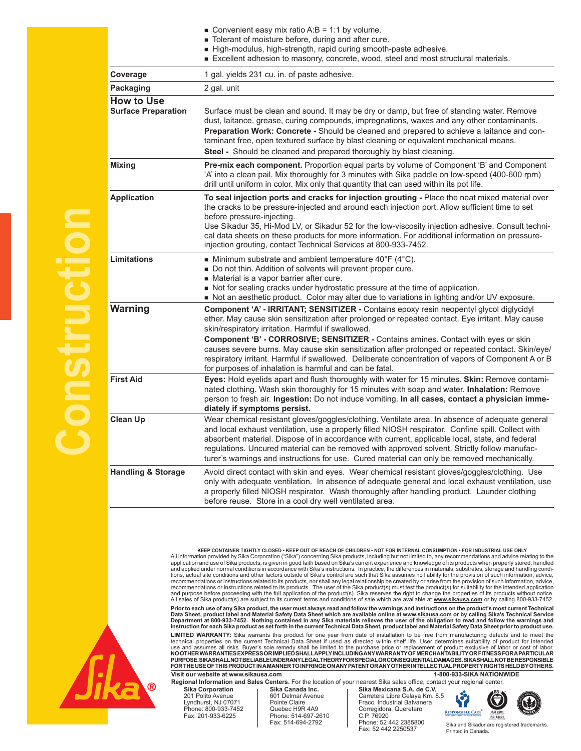- Convenient easy mix ratio A:B = 1:1 by volume.
- Tolerant of moisture before, during and after cure.
- High-modulus, high-strength, rapid curing smooth-paste adhesive.
- Excellent adhesion to masonry, concrete, wood, steel and most structural materials.

**Coverage**

1 gal. yields 231 cu. in. of paste adhesive.

**Packaging**

2 gal. unit

## How to Use

**Surface Preparation**

Surface must be clean and sound. It may be dry or damp, but free of standing water. Remove dust, laitance, grease, curing compounds, impregnations, waxes and any other contaminants.
**Preparation Work: Concrete -** Should be cleaned and prepared to achieve a laitance and contaminant free, open textured surface by blast cleaning or equivalent mechanical means.
**Steel -** Should be cleaned and prepared thoroughly by blast cleaning.

**Mixing**

**Pre-mix each component.** Proportion equal parts by volume of Component 'B' and Component 'A' into a clean pail. Mix thoroughly for 3 minutes with Sika paddle on low-speed (400-600 rpm) drill until uniform in color. Mix only that quantity that can used within its pot life.

**Application**

**To seal injection ports and cracks for injection grouting -** Place the neat mixed material over the cracks to be pressure-injected and around each injection port. Allow sufficient time to set before pressure-injecting.
Use Sikadur 35, Hi-Mod LV, or Sikadur 52 for the low-viscosity injection adhesive. Consult technical data sheets on these products for more information. For additional information on pressure-injection grouting, contact Technical Services at 800-933-7452.

**Limitations**

- Minimum substrate and ambient temperature 40°F (4°C).
- Do not thin. Addition of solvents will prevent proper cure.
- Material is a vapor barrier after cure.
- Not for sealing cracks under hydrostatic pressure at the time of application.
- Not an aesthetic product. Color may alter due to variations in lighting and/or UV exposure.

## Warning

**Component 'A' - IRRITANT; SENSITIZER -** Contains epoxy resin neopentyl glycol diglycidyl ether. May cause skin sensitization after prolonged or repeated contact. Eye irritant. May cause skin/respiratory irritation. Harmful if swallowed.
**Component 'B' - CORROSIVE; SENSITIZER -** Contains amines. Contact with eyes or skin causes severe burns. May cause skin sensitization after prolonged or repeated contact. Skin/eye/respiratory irritant. Harmful if swallowed. Deliberate concentration of vapors of Component A or B for purposes of inhalation is harmful and can be fatal.

**First Aid**

**Eyes:** Hold eyelids apart and flush thoroughly with water for 15 minutes. **Skin:** Remove contaminated clothing. Wash skin thoroughly for 15 minutes with soap and water. **Inhalation:** Remove person to fresh air. **Ingestion:** Do not induce vomiting. **In all cases, contact a physician immediately if symptoms persist.**

**Clean Up**

Wear chemical resistant gloves/goggles/clothing. Ventilate area. In absence of adequate general and local exhaust ventilation, use a properly filled NIOSH respirator. Confine spill. Collect with absorbent material. Dispose of in accordance with current, applicable local, state, and federal regulations. Uncured material can be removed with approved solvent. Strictly follow manufacturer's warnings and instructions for use. Cured material can only be removed mechanically.

**Handling & Storage**

Avoid direct contact with skin and eyes. Wear chemical resistant gloves/goggles/clothing. Use only with adequate ventilation. In absence of adequate general and local exhaust ventilation, use a properly filled NIOSH respirator. Wash thoroughly after handling product. Launder clothing before reuse. Store in a cool dry well ventilated area.

**KEEP CONTAINER TIGHTLY CLOSED • KEEP OUT OF REACH OF CHILDREN • NOT FOR INTERNAL CONSUMPTION • FOR INDUSTRIAL USE ONLY**

All information provided by Sika Corporation ("Sika") concerning Sika products, including but not limited to, any recommendations and advice relating to the application and use of Sika products, is given in good faith based on Sika's current experience and knowledge of its products when properly stored, handled and applied under normal conditions in accordance with Sika's instructions. In practice, the differences in materials, substrates, storage and handling conditions, actual site conditions and other factors outside of Sika's control are such that Sika assumes no liability for the provision of such information, advice, recommendations or instructions related to its products, nor shall any legal relationship be created by or arise from the provision of such information, advice, recommendations or instructions related to its products. The user of the Sika product(s) must test the product(s) for suitability for the intended application and purpose before proceeding with the full application of the product(s). Sika reserves the right to change the properties of its products without notice. All sales of Sika product(s) are subject to its current terms and conditions of sale which are available at **www.sikausa.com** or by calling 800-933-7452.

**Prior to each use of any Sika product, the user must always read and follow the warnings and instructions on the product's most current Technical Data Sheet, product label and Material Safety Data Sheet which are available online at www.sikausa.com or by calling Sika's Technical Service Department at 800-933-7452. Nothing contained in any Sika materials relieves the user of the obligation to read and follow the warnings and instruction for each Sika product as set forth in the current Technical Data Sheet, product label and Material Safety Data Sheet prior to product use.**

**LIMITED WARRANTY:** Sika warrants this product for one year from date of installation to be free from manufacturing defects and to meet the technical properties on the current Technical Data Sheet if used as directed within shelf life. User determines suitability of product for intended use and assumes all risks. Buyer's sole remedy shall be limited to the purchase price or replacement of product exclusive of labor or cost of labor. **NO OTHER WARRANTIES EXPRESS OR IMPLIED SHALL APPLY INCLUDING ANY WARRANTY OF MERCHANTABILITY OR FITNESS FOR A PARTICULAR PURPOSE. SIKA SHALL NOT BE LIABLE UNDER ANY LEGAL THEORY FOR SPECIAL OR CONSEQUENTIAL DAMAGES. SIKA SHALL NOT BE RESPONSIBLE FOR THE USE OF THIS PRODUCT IN A MANNER TO INFRINGE ON ANY PATENT OR ANY OTHER INTELLECTUAL PROPERTY RIGHTS HELD BY OTHERS.**

**Visit our website at www.sikausa.com** — **1-800-933-SIKA NATIONWIDE**

**Regional Information and Sales Centers.** For the location of your nearest Sika sales office, contact your regional center.

**Sika Corporation**
201 Polito Avenue
Lyndhurst, NJ 07071
Phone: 800-933-7452
Fax: 201-933-6225

**Sika Canada Inc.**
601 Delmar Avenue
Pointe Claire
Quebec H9R 4A9
Phone: 514-697-2610
Fax: 514-694-2792

**Sika Mexicana S.A. de C.V.**
Carretera Libre Celaya Km. 8.5
Fracc. Industrial Balvanera
Corregidora, Queretaro
C.P. 76920
Phone: 52 442 2385800
Fax: 52 442 2250537

Sika and Sikadur are registered trademarks.
Printed in Canada.